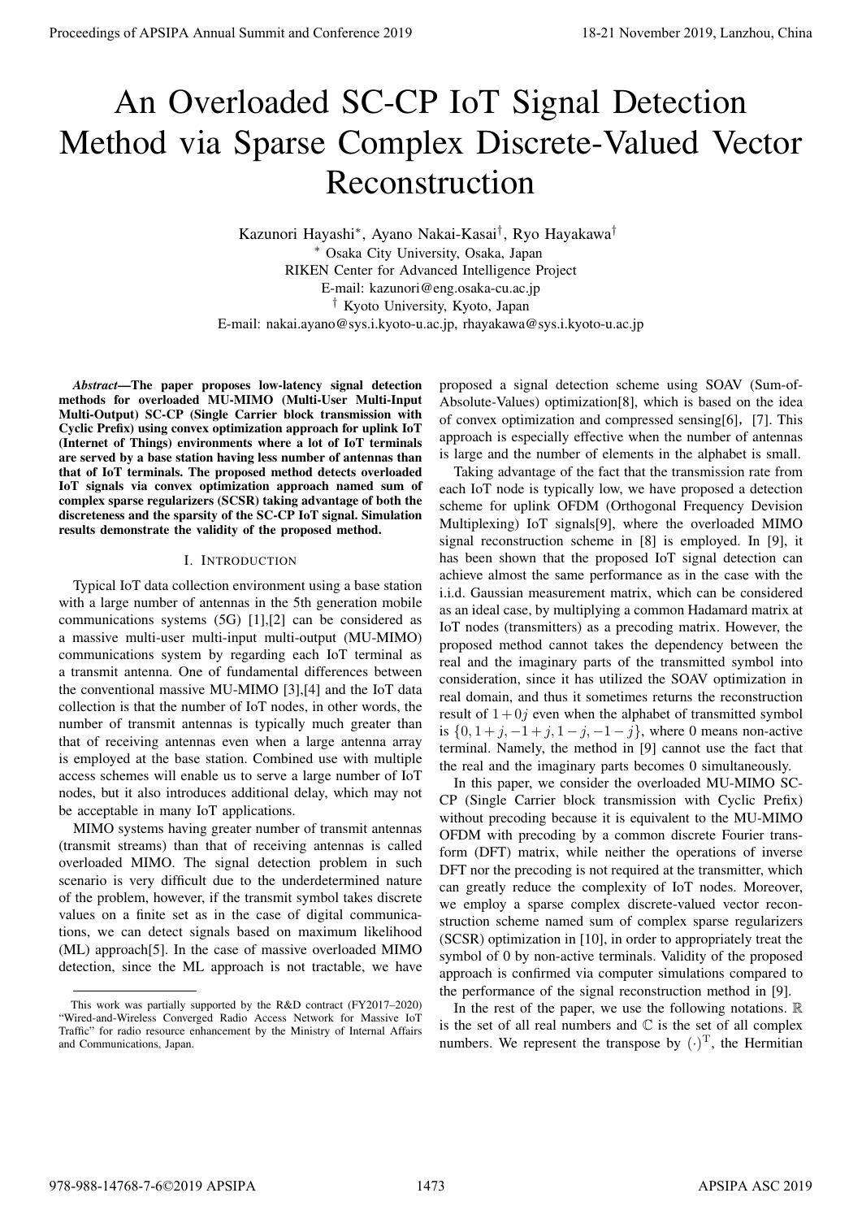# An Overloaded SC-CP IoT Signal Detection Method via Sparse Complex Discrete-Valued Vector Reconstruction

Kazunori Hayashi[*], Ayano Nakai-Kasai[†], Ryo Hayakawa[†]

[*] Osaka City University, Osaka, Japan
RIKEN Center for Advanced Intelligence Project
E-mail: kazunori@eng.osaka-cu.ac.jp
[†] Kyoto University, Kyoto, Japan
E-mail: nakai.ayano@sys.i.kyoto-u.ac.jp, rhayakawa@sys.i.kyoto-u.ac.jp

***Abstract*—The paper proposes low-latency signal detection methods for overloaded MU-MIMO (Multi-User Multi-Input Multi-Output) SC-CP (Single Carrier block transmission with Cyclic Prefix) using convex optimization approach for uplink IoT (Internet of Things) environments where a lot of IoT terminals are served by a base station having less number of antennas than that of IoT terminals. The proposed method detects overloaded IoT signals via convex optimization approach named sum of complex sparse regularizers (SCSR) taking advantage of both the discreteness and the sparsity of the SC-CP IoT signal. Simulation results demonstrate the validity of the proposed method.**

## I. Introduction

Typical IoT data collection environment using a base station with a large number of antennas in the 5th generation mobile communications systems (5G) [1],[2] can be considered as a massive multi-user multi-input multi-output (MU-MIMO) communications system by regarding each IoT terminal as a transmit antenna. One of fundamental differences between the conventional massive MU-MIMO [3],[4] and the IoT data collection is that the number of IoT nodes, in other words, the number of transmit antennas is typically much greater than that of receiving antennas even when a large antenna array is employed at the base station. Combined use with multiple access schemes will enable us to serve a large number of IoT nodes, but it also introduces additional delay, which may not be acceptable in many IoT applications.

MIMO systems having greater number of transmit antennas (transmit streams) than that of receiving antennas is called overloaded MIMO. The signal detection problem in such scenario is very difficult due to the underdetermined nature of the problem, however, if the transmit symbol takes discrete values on a finite set as in the case of digital communications, we can detect signals based on maximum likelihood (ML) approach[5]. In the case of massive overloaded MIMO detection, since the ML approach is not tractable, we have proposed a signal detection scheme using SOAV (Sum-of-Absolute-Values) optimization[8], which is based on the idea of convex optimization and compressed sensing[6], [7]. This approach is especially effective when the number of antennas is large and the number of elements in the alphabet is small.

Taking advantage of the fact that the transmission rate from each IoT node is typically low, we have proposed a detection scheme for uplink OFDM (Orthogonal Frequency Devision Multiplexing) IoT signals[9], where the overloaded MIMO signal reconstruction scheme in [8] is employed. In [9], it has been shown that the proposed IoT signal detection can achieve almost the same performance as in the case with the i.i.d. Gaussian measurement matrix, which can be considered as an ideal case, by multiplying a common Hadamard matrix at IoT nodes (transmitters) as a precoding matrix. However, the proposed method cannot takes the dependency between the real and the imaginary parts of the transmitted symbol into consideration, since it has utilized the SOAV optimization in real domain, and thus it sometimes returns the reconstruction result of $1+0j$ even when the alphabet of transmitted symbol is $\{0, 1+j, -1+j, 1-j, -1-j\}$, where 0 means non-active terminal. Namely, the method in [9] cannot use the fact that the real and the imaginary parts becomes 0 simultaneously.

In this paper, we consider the overloaded MU-MIMO SC-CP (Single Carrier block transmission with Cyclic Prefix) without precoding because it is equivalent to the MU-MIMO OFDM with precoding by a common discrete Fourier transform (DFT) matrix, while neither the operations of inverse DFT nor the precoding is required at the transmitter, which can greatly reduce the complexity of IoT nodes. Moreover, we employ a sparse complex discrete-valued vector reconstruction scheme named sum of complex sparse regularizers (SCSR) optimization in [10], in order to appropriately treat the symbol of 0 by non-active terminals. Validity of the proposed approach is confirmed via computer simulations compared to the performance of the signal reconstruction method in [9].

In the rest of the paper, we use the following notations. $\mathbb{R}$ is the set of all real numbers and $\mathbb{C}$ is the set of all complex numbers. We represent the transpose by $(\cdot)^{\mathrm{T}}$, the Hermitian

This work was partially supported by the R&D contract (FY2017–2020) "Wired-and-Wireless Converged Radio Access Network for Massive IoT Traffic" for radio resource enhancement by the Ministry of Internal Affairs and Communications, Japan.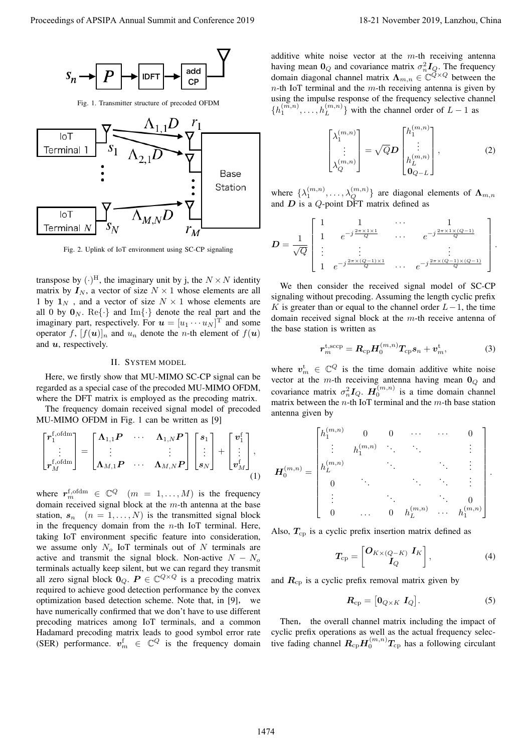Fig. 1. Transmitter structure of precoded OFDM

Fig. 2. Uplink of IoT environment using SC-CP signaling

transpose by $(\cdot)^{\mathrm{H}}$, the imaginary unit by j, the $N \times N$ identity matrix by $\boldsymbol{I}_N$, a vector of size $N \times 1$ whose elements are all 1 by $\boldsymbol{1}_N$ , and a vector of size $N \times 1$ whose elements are all 0 by $\boldsymbol{0}_N$. $\mathrm{Re}\{\cdot\}$ and $\mathrm{Im}\{\cdot\}$ denote the real part and the imaginary part, respectively. For $\boldsymbol{u} = [u_1 \cdots u_N]^{\mathrm{T}}$ and some operator $f$, $[f(\boldsymbol{u})]_n$ and $u_n$ denote the $n$-th element of $f(\boldsymbol{u})$ and $\boldsymbol{u}$, respectively.

## II. System Model

Here, we firstly show that MU-MIMO SC-CP signal can be regarded as a special case of the precoded MU-MIMO OFDM, where the DFT matrix is employed as the precoding matrix.

The frequency domain received signal model of precoded MU-MIMO OFDM in Fig. 1 can be written as [9]

$$\begin{bmatrix} \boldsymbol{r}_1^{\mathrm{f,ofdm}} \\ \vdots \\ \boldsymbol{r}_M^{\mathrm{f,ofdm}} \end{bmatrix} = \begin{bmatrix} \boldsymbol{\Lambda}_{1,1}\boldsymbol{P} & \cdots & \boldsymbol{\Lambda}_{1,N}\boldsymbol{P} \\ \vdots & & \vdots \\ \boldsymbol{\Lambda}_{M,1}\boldsymbol{P} & \cdots & \boldsymbol{\Lambda}_{M,N}\boldsymbol{P} \end{bmatrix} \begin{bmatrix} \boldsymbol{s}_1 \\ \vdots \\ \boldsymbol{s}_N \end{bmatrix} + \begin{bmatrix} \boldsymbol{v}_1^{\mathrm{f}} \\ \vdots \\ \boldsymbol{v}_M^{\mathrm{f}} \end{bmatrix}, \tag{1}$$

where $\boldsymbol{r}_m^{\mathrm{f,ofdm}} \in \mathbb{C}^Q \quad (m = 1, \ldots, M)$ is the frequency domain received signal block at the $m$-th antenna at the base station, $\boldsymbol{s}_n \quad (n = 1, \ldots, N)$ is the transmitted signal block in the frequency domain from the $n$-th IoT terminal. Here, taking IoT environment specific feature into consideration, we assume only $N_o$ IoT terminals out of $N$ terminals are active and transmit the signal block. Non-active $N - N_o$ terminals actually keep silent, but we can regard they transmit all zero signal block $\boldsymbol{0}_Q$. $\boldsymbol{P} \in \mathbb{C}^{Q \times Q}$ is a precoding matrix required to achieve good detection performance by the convex optimization based detection scheme. Note that, in [9], we have numerically confirmed that we don't have to use different precoding matrices among IoT terminals, and a common Hadamard precoding matrix leads to good symbol error rate (SER) performance. $\boldsymbol{v}_m^{\mathrm{f}} \in \mathbb{C}^Q$ is the frequency domain additive white noise vector at the $m$-th receiving antenna having mean $\boldsymbol{0}_Q$ and covariance matrix $\sigma_n^2 \boldsymbol{I}_Q$. The frequency domain diagonal channel matrix $\boldsymbol{\Lambda}_{m,n} \in \mathbb{C}^{Q \times Q}$ between the $n$-th IoT terminal and the $m$-th receiving antenna is given by using the impulse response of the frequency selective channel $\{h_1^{(m,n)}, \ldots, h_L^{(m,n)}\}$ with the channel order of $L-1$ as

$$\begin{bmatrix} \lambda_1^{(m,n)} \\ \vdots \\ \lambda_Q^{(m,n)} \end{bmatrix} = \sqrt{Q}\boldsymbol{D} \begin{bmatrix} h_1^{(m,n)} \\ \vdots \\ h_L^{(m,n)} \\ \boldsymbol{0}_{Q-L} \end{bmatrix}, \tag{2}$$

where $\{\lambda_1^{(m,n)}, \ldots, \lambda_Q^{(m,n)}\}$ are diagonal elements of $\boldsymbol{\Lambda}_{m,n}$ and $\boldsymbol{D}$ is a $Q$-point DFT matrix defined as

$$\boldsymbol{D} = \frac{1}{\sqrt{Q}} \begin{bmatrix} 1 & 1 & \cdots & 1 \\ 1 & e^{-j\frac{2\pi \times 1 \times 1}{Q}} & \cdots & e^{-j\frac{2\pi \times 1 \times (Q-1)}{Q}} \\ \vdots & \vdots & & \vdots \\ 1 & e^{-j\frac{2\pi \times (Q-1) \times 1}{Q}} & \cdots & e^{-j\frac{2\pi \times (Q-1) \times (Q-1)}{Q}} \end{bmatrix}.$$

We then consider the received signal model of SC-CP signaling without precoding. Assuming the length cyclic prefix $K$ is greater than or equal to the channel order $L-1$, the time domain received signal block at the $m$-th receive antenna of the base station is written as

$$\boldsymbol{r}_m^{\mathrm{t,sccp}} = \boldsymbol{R}_{\mathrm{cp}} \boldsymbol{H}_0^{(m,n)} \boldsymbol{T}_{\mathrm{cp}} \boldsymbol{s}_n + \boldsymbol{v}_m^{\mathrm{t}}, \tag{3}$$

where $\boldsymbol{v}_m^{\mathrm{t}} \in \mathbb{C}^Q$ is the time domain additive white noise vector at the $m$-th receiving antenna having mean $\boldsymbol{0}_Q$ and covariance matrix $\sigma_n^2 \boldsymbol{I}_Q$. $\boldsymbol{H}_0^{(m,n)}$ is a time domain channel matrix between the $n$-th IoT terminal and the $m$-th base station antenna given by

$$\boldsymbol{H}_0^{(m,n)} = \begin{bmatrix} h_1^{(m,n)} & 0 & 0 & \cdots & \cdots & 0 \\ \vdots & h_1^{(m,n)} & \ddots & \ddots & & \vdots \\ h_L^{(m,n)} & & \ddots & & \ddots & \vdots \\ 0 & \ddots & & \ddots & \ddots & \vdots \\ \vdots & & \ddots & & \ddots & 0 \\ 0 & \cdots & 0 & h_L^{(m,n)} & \cdots & h_1^{(m,n)} \end{bmatrix}.$$

Also, $\boldsymbol{T}_{\mathrm{cp}}$ is a cyclic prefix insertion matrix defined as

$$\boldsymbol{T}_{\mathrm{cp}} = \begin{bmatrix} \boldsymbol{O}_{K \times (Q-K)} \ \boldsymbol{I}_K \\ \boldsymbol{I}_Q \end{bmatrix}, \tag{4}$$

and $\boldsymbol{R}_{\mathrm{cp}}$ is a cyclic prefix removal matrix given by

$$\boldsymbol{R}_{\mathrm{cp}} = \begin{bmatrix} \boldsymbol{0}_{Q \times K} \ \boldsymbol{I}_Q \end{bmatrix}. \tag{5}$$

Then, the overall channel matrix including the impact of cyclic prefix operations as well as the actual frequency selective fading channel $\boldsymbol{R}_{\mathrm{cp}} \boldsymbol{H}_0^{(m,n)} \boldsymbol{T}_{\mathrm{cp}}$ has a following circulant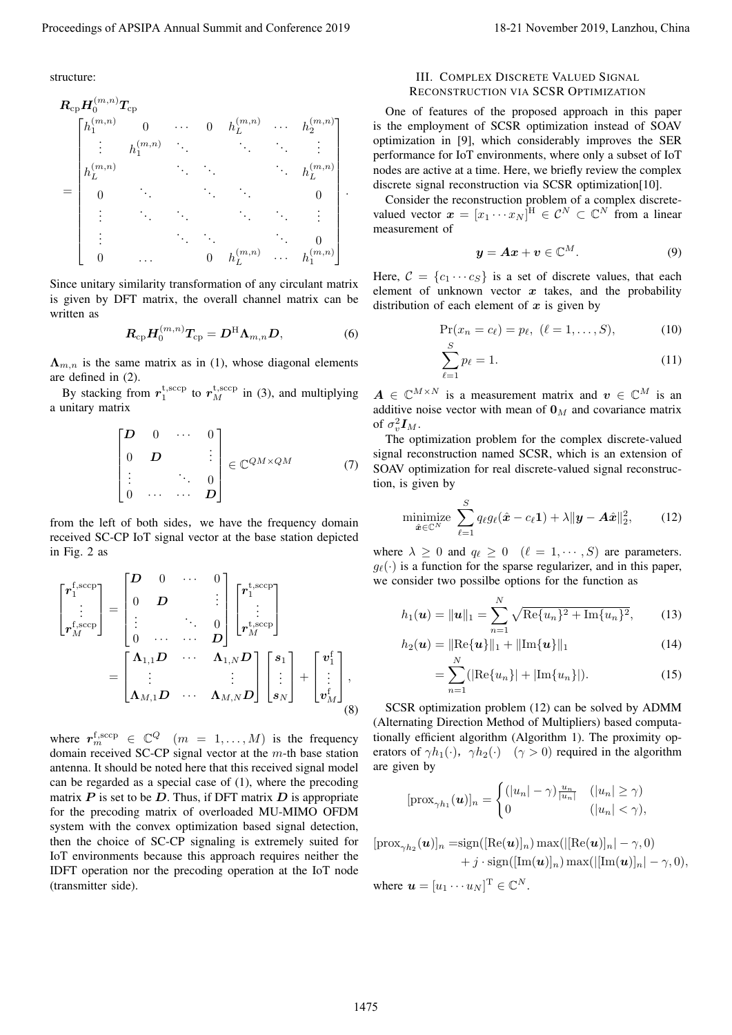structure:

$$
\boldsymbol{R}_{\rm cp}\boldsymbol{H}_0^{(m,n)}\boldsymbol{T}_{\rm cp} = \begin{bmatrix} h_1^{(m,n)} & 0 & \cdots & 0 & h_L^{(m,n)} & \cdots & h_2^{(m,n)} \\ \vdots & h_1^{(m,n)} & \ddots & & \ddots & \ddots & \vdots \\ h_L^{(m,n)} & & \ddots & \ddots & & \ddots & h_L^{(m,n)} \\ 0 & \ddots & & \ddots & \ddots & & 0 \\ \vdots & & \ddots & \ddots & & \ddots & \vdots \\ \vdots & & & \ddots & \ddots & \ddots & 0 \\ 0 & \cdots & & 0 & h_L^{(m,n)} & \cdots & h_1^{(m,n)} \end{bmatrix}.
$$

Since unitary similarity transformation of any circulant matrix is given by DFT matrix, the overall channel matrix can be written as

$$
\boldsymbol{R}_{\rm cp}\boldsymbol{H}_0^{(m,n)}\boldsymbol{T}_{\rm cp} = \boldsymbol{D}^{\rm H}\boldsymbol{\Lambda}_{m,n}\boldsymbol{D}, \tag{6}
$$

$\boldsymbol{\Lambda}_{m,n}$ is the same matrix as in (1), whose diagonal elements are defined in (2).

By stacking from $\boldsymbol{r}_1^{\rm t,sccp}$ to $\boldsymbol{r}_M^{\rm t,sccp}$ in (3), and multiplying a unitary matrix

$$
\begin{bmatrix} \boldsymbol{D} & 0 & \cdots & 0 \\ 0 & \boldsymbol{D} & & \vdots \\ \vdots & & \ddots & 0 \\ 0 & \cdots & \cdots & \boldsymbol{D} \end{bmatrix} \in \mathbb{C}^{QM\times QM} \tag{7}
$$

from the left of both sides, we have the frequency domain received SC-CP IoT signal vector at the base station depicted in Fig. 2 as

$$
\begin{aligned}
\begin{bmatrix} \boldsymbol{r}_1^{\rm f,sccp} \\ \vdots \\ \boldsymbol{r}_M^{\rm f,sccp} \end{bmatrix} &= \begin{bmatrix} \boldsymbol{D} & 0 & \cdots & 0 \\ 0 & \boldsymbol{D} & & \vdots \\ \vdots & & \ddots & 0 \\ 0 & \cdots & \cdots & \boldsymbol{D} \end{bmatrix} \begin{bmatrix} \boldsymbol{r}_1^{\rm t,sccp} \\ \vdots \\ \boldsymbol{r}_M^{\rm t,sccp} \end{bmatrix} \\
&= \begin{bmatrix} \boldsymbol{\Lambda}_{1,1}\boldsymbol{D} & \cdots & \boldsymbol{\Lambda}_{1,N}\boldsymbol{D} \\ \vdots & & \vdots \\ \boldsymbol{\Lambda}_{M,1}\boldsymbol{D} & \cdots & \boldsymbol{\Lambda}_{M,N}\boldsymbol{D} \end{bmatrix} \begin{bmatrix} \boldsymbol{s}_1 \\ \vdots \\ \boldsymbol{s}_N \end{bmatrix} + \begin{bmatrix} \boldsymbol{v}_1^{\rm f} \\ \vdots \\ \boldsymbol{v}_M^{\rm f} \end{bmatrix},
\end{aligned} \tag{8}
$$

where $\boldsymbol{r}_m^{\rm f,sccp} \in \mathbb{C}^Q \quad (m = 1,\dots,M)$ is the frequency domain received SC-CP signal vector at the $m$-th base station antenna. It should be noted here that this received signal model can be regarded as a special case of (1), where the precoding matrix $\boldsymbol{P}$ is set to be $\boldsymbol{D}$. Thus, if DFT matrix $\boldsymbol{D}$ is appropriate for the precoding matrix of overloaded MU-MIMO OFDM system with the convex optimization based signal detection, then the choice of SC-CP signaling is extremely suited for IoT environments because this approach requires neither the IDFT operation nor the precoding operation at the IoT node (transmitter side).

## III. Complex Discrete Valued Signal Reconstruction via SCSR Optimization

One of features of the proposed approach in this paper is the employment of SCSR optimization instead of SOAV optimization in [9], which considerably improves the SER performance for IoT environments, where only a subset of IoT nodes are active at a time. Here, we briefly review the complex discrete signal reconstruction via SCSR optimization[10].

Consider the reconstruction problem of a complex discrete-valued vector $\boldsymbol{x} = [x_1 \cdots x_N]^{\rm H} \in \mathcal{C}^N \subset \mathbb{C}^N$ from a linear measurement of

$$
\boldsymbol{y} = \boldsymbol{A}\boldsymbol{x} + \boldsymbol{v} \in \mathbb{C}^M. \tag{9}
$$

Here, $\mathcal{C} = \{c_1 \cdots c_S\}$ is a set of discrete values, that each element of unknown vector $\boldsymbol{x}$ takes, and the probability distribution of each element of $\boldsymbol{x}$ is given by

$$
\Pr(x_n = c_\ell) = p_\ell, \ (\ell = 1,\dots,S), \tag{10}
$$

$$
\sum_{\ell=1}^{S} p_\ell = 1. \tag{11}
$$

$\boldsymbol{A} \in \mathbb{C}^{M\times N}$ is a measurement matrix and $\boldsymbol{v} \in \mathbb{C}^M$ is an additive noise vector with mean of $\boldsymbol{0}_M$ and covariance matrix of $\sigma_v^2\boldsymbol{I}_M$.

The optimization problem for the complex discrete-valued signal reconstruction named SCSR, which is an extension of SOAV optimization for real discrete-valued signal reconstruction, is given by

$$
\underset{\hat{\boldsymbol{x}}\in\mathbb{C}^N}{\text{minimize}} \ \sum_{\ell=1}^{S} q_\ell g_\ell(\hat{\boldsymbol{x}} - c_\ell\boldsymbol{1}) + \lambda\|\boldsymbol{y} - \boldsymbol{A}\hat{\boldsymbol{x}}\|_2^2, \tag{12}
$$

where $\lambda \geq 0$ and $q_\ell \geq 0 \quad (\ell = 1,\cdots,S)$ are parameters. $g_\ell(\cdot)$ is a function for the sparse regularizer, and in this paper, we consider two possilbe options for the function as

$$
h_1(\boldsymbol{u}) = \|\boldsymbol{u}\|_1 = \sum_{n=1}^{N}\sqrt{{\rm Re}\{u_n\}^2 + {\rm Im}\{u_n\}^2}, \tag{13}
$$

$$
\begin{aligned}
h_2(\boldsymbol{u}) &= \|{\rm Re}\{\boldsymbol{u}\}\|_1 + \|{\rm Im}\{\boldsymbol{u}\}\|_1 &(14)\\
&= \sum_{n=1}^{N}(|{\rm Re}\{u_n\}| + |{\rm Im}\{u_n\}|). &(15)
\end{aligned}
$$

SCSR optimization problem (12) can be solved by ADMM (Alternating Direction Method of Multipliers) based computationally efficient algorithm (Algorithm 1). The proximity operators of $\gamma h_1(\cdot), \ \gamma h_2(\cdot) \quad (\gamma > 0)$ required in the algorithm are given by

$$
[{\rm prox}_{\gamma h_1}(\boldsymbol{u})]_n = \begin{cases} (|u_n| - \gamma)\frac{u_n}{|u_n|} & (|u_n| \geq \gamma) \\ 0 & (|u_n| < \gamma), \end{cases}
$$

$$
\begin{aligned}
[{\rm prox}_{\gamma h_2}(\boldsymbol{u})]_n = &{\rm sign}([{\rm Re}(\boldsymbol{u})]_n)\max(|[{\rm Re}(\boldsymbol{u})]_n| - \gamma, 0) \\
&+ j\cdot{\rm sign}([{\rm Im}(\boldsymbol{u})]_n)\max(|[{\rm Im}(\boldsymbol{u})]_n| - \gamma, 0),
\end{aligned}
$$

where $\boldsymbol{u} = [u_1 \cdots u_N]^{\rm T} \in \mathbb{C}^N$.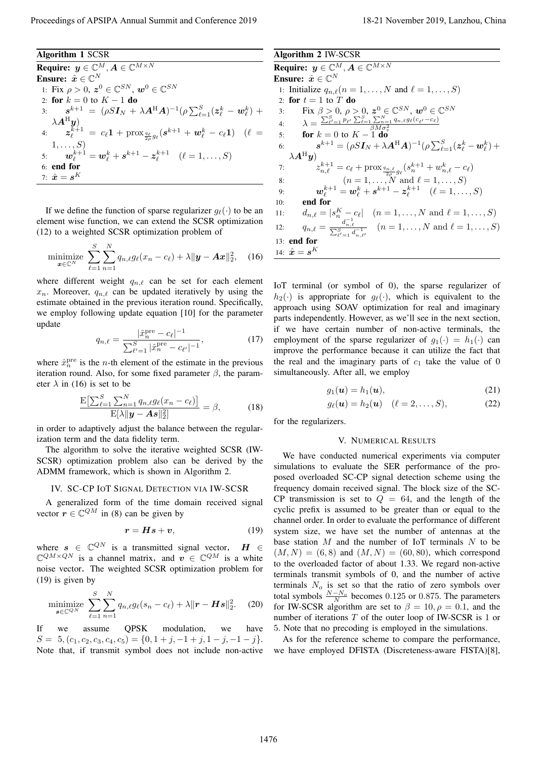**Algorithm 1** SCSR

**Require:** $\boldsymbol{y} \in \mathbb{C}^M, \boldsymbol{A} \in \mathbb{C}^{M \times N}$

**Ensure:** $\hat{\boldsymbol{x}} \in \mathbb{C}^N$

1: Fix $\rho > 0$, $\boldsymbol{z}^0 \in \mathbb{C}^{SN}$, $\boldsymbol{w}^0 \in \mathbb{C}^{SN}$

2: **for** $k = 0$ to $K-1$ **do**

3: $\quad \boldsymbol{s}^{k+1} = (\rho S \boldsymbol{I}_N + \lambda \boldsymbol{A}^{\mathrm{H}} \boldsymbol{A})^{-1}(\rho \sum_{\ell=1}^{S}(\boldsymbol{z}_\ell^k - \boldsymbol{w}_\ell^k) + \lambda \boldsymbol{A}^{\mathrm{H}} \boldsymbol{y})$

4: $\quad \boldsymbol{z}_\ell^{k+1} = c_\ell \boldsymbol{1} + \mathrm{prox}_{\frac{q_\ell}{2\rho} g_\ell}(\boldsymbol{s}^{k+1} + \boldsymbol{w}_\ell^k - c_\ell \boldsymbol{1}) \quad (\ell = 1, \ldots, S)$

5: $\quad \boldsymbol{w}_\ell^{k+1} = \boldsymbol{w}_\ell^k + \boldsymbol{s}^{k+1} - \boldsymbol{z}_\ell^{k+1} \quad (\ell = 1, \ldots, S)$

6: **end for**

7: $\hat{\boldsymbol{x}} = \boldsymbol{s}^K$

If we define the function of sparse regularizer $g_\ell(\cdot)$ to be an element wise function, we can extend the SCSR optimization (12) to a weighted SCSR optimization problem of

$$\underset{\boldsymbol{x} \in \mathbb{C}^N}{\text{minimize}} \sum_{\ell=1}^{S} \sum_{n=1}^{N} q_{n,\ell} g_\ell(x_n - c_\ell) + \lambda \|\boldsymbol{y} - \boldsymbol{A}\boldsymbol{x}\|_2^2, \quad (16)$$

where different weight $q_{n,\ell}$ can be set for each element $x_n$. Moreover, $q_{n,\ell}$ can be updated iteratively by using the estimate obtained in the previous iteration round. Specifically, we employ following update equation [10] for the parameter update

$$q_{n,\ell} = \frac{|\hat{x}_n^{\mathrm{pre}} - c_\ell|^{-1}}{\sum_{\ell'=1}^{S} |\hat{x}_n^{\mathrm{pre}} - c_{\ell'}|^{-1}}, \quad (17)$$

where $\hat{x}_n^{\mathrm{pre}}$ is the $n$-th element of the estimate in the previous iteration round. Also, for some fixed parameter $\beta$, the parameter $\lambda$ in (16) is set to be

$$\frac{\mathrm{E}\left[\sum_{\ell=1}^{S} \sum_{n=1}^{N} q_{n,\ell} g_\ell(x_n - c_\ell)\right]}{\mathrm{E}[\lambda \|\boldsymbol{y} - \boldsymbol{A}\boldsymbol{s}\|_2^2]} = \beta, \quad (18)$$

in order to adaptively adjust the balance between the regularization term and the data fidelity term.

The algorithm to solve the iterative weighted SCSR (IW-SCSR) optimization problem also can be derived by the ADMM framework, which is shown in Algorithm 2.

## IV. SC-CP IoT Signal Detection via IW-SCSR

A generalized form of the time domain received signal vector $\boldsymbol{r} \in \mathbb{C}^{QM}$ in (8) can be given by

$$\boldsymbol{r} = \boldsymbol{H}\boldsymbol{s} + \boldsymbol{v}, \quad (19)$$

where $\boldsymbol{s} \in \mathbb{C}^{QN}$ is a transmitted signal vector, $\boldsymbol{H} \in \mathbb{C}^{QM \times QN}$ is a channel matrix, and $\boldsymbol{v} \in \mathbb{C}^{QM}$ is a white noise vector. The weighted SCSR optimization problem for (19) is given by

$$\underset{\boldsymbol{s} \in \mathbb{C}^{QN}}{\text{minimize}} \sum_{\ell=1}^{S} \sum_{n=1}^{N} q_{n,\ell} g_\ell(s_n - c_\ell) + \lambda \|\boldsymbol{r} - \boldsymbol{H}\boldsymbol{s}\|_2^2. \quad (20)$$

If we assume QPSK modulation, we have $S = 5, (c_1, c_2, c_3, c_4, c_5) = \{0, 1+j, -1+j, 1-j, -1-j\}$. Note that, if transmit symbol does not include non-active

**Algorithm 2** IW-SCSR

**Require:** $\boldsymbol{y} \in \mathbb{C}^M, \boldsymbol{A} \in \mathbb{C}^{M \times N}$

**Ensure:** $\hat{\boldsymbol{x}} \in \mathbb{C}^N$

1: Initialize $q_{n,\ell}(n = 1, \ldots, N$ and $\ell = 1, \ldots, S)$

2: **for** $t = 1$ to $T$ **do**

3: $\quad$ Fix $\beta > 0$, $\rho > 0$, $\boldsymbol{z}^0 \in \mathbb{C}^{SN}$, $\boldsymbol{w}^0 \in \mathbb{C}^{SN}$

4: $\quad \lambda = \frac{\sum_{\ell'=1}^{S} p_{\ell'} \sum_{\ell=1}^{S} \sum_{n=1}^{N} q_{n,\ell} g_\ell(c_{\ell'} - c_\ell)}{\beta M \sigma_v^2}$

5: $\quad$ **for** $k = 0$ to $K-1$ **do**

6: $\quad\quad \boldsymbol{s}^{k+1} = (\rho S \boldsymbol{I}_N + \lambda \boldsymbol{A}^{\mathrm{H}} \boldsymbol{A})^{-1}(\rho \sum_{\ell=1}^{S}(\boldsymbol{z}_\ell^k - \boldsymbol{w}_\ell^k) + \lambda \boldsymbol{A}^{\mathrm{H}} \boldsymbol{y})$

7: $\quad\quad z_{n,\ell}^{k+1} = c_\ell + \mathrm{prox}_{\frac{q_{n,\ell}}{2\rho} g_\ell}(s_n^{k+1} + w_{n,\ell}^k - c_\ell)$

8: $\quad\quad\quad (n = 1, \ldots, N$ and $\ell = 1, \ldots, S)$

9: $\quad\quad \boldsymbol{w}_\ell^{k+1} = \boldsymbol{w}_\ell^k + \boldsymbol{s}^{k+1} - \boldsymbol{z}_\ell^{k+1} \quad (\ell = 1, \ldots, S)$

10: $\quad$ **end for**

11: $\quad d_{n,\ell} = |s_n^K - c_\ell| \quad (n = 1, \ldots, N$ and $\ell = 1, \ldots, S)$

12: $\quad q_{n,\ell} = \frac{d_{n,\ell}^{-1}}{\sum_{\ell'=1}^{S} d_{n,\ell'}^{-1}} \quad (n = 1, \ldots, N$ and $\ell = 1, \ldots, S)$

13: **end for**

14: $\hat{\boldsymbol{x}} = \boldsymbol{s}^K$

IoT terminal (or symbol of 0), the sparse regularizer of $h_2(\cdot)$ is appropriate for $g_\ell(\cdot)$, which is equivalent to the approach using SOAV optimization for real and imaginary parts independently. However, as we'll see in the next section, if we have certain number of non-active terminals, the employment of the sparse regularizer of $g_1(\cdot) = h_1(\cdot)$ can improve the performance because it can utilize the fact that the real and the imaginary parts of $c_1$ take the value of 0 simultaneously. After all, we employ

$$g_1(\boldsymbol{u}) = h_1(\boldsymbol{u}), \quad (21)$$

$$g_\ell(\boldsymbol{u}) = h_2(\boldsymbol{u}) \quad (\ell = 2, \ldots, S), \quad (22)$$

for the regularizers.

## V. Numerical Results

We have conducted numerical experiments via computer simulations to evaluate the SER performance of the proposed overloaded SC-CP signal detection scheme using the frequency domain received signal. The block size of the SC-CP transmission is set to $Q = 64$, and the length of the cyclic prefix is assumed to be greater than or equal to the channel order. In order to evaluate the performance of different system size, we have set the number of antennas at the base station $M$ and the number of IoT terminals $N$ to be $(M, N) = (6, 8)$ and $(M, N) = (60, 80)$, which correspond to the overloaded factor of about 1.33. We regard non-active terminals transmit symbols of 0, and the number of active terminals $N_o$ is set so that the ratio of zero symbols over total symbols $\frac{N - N_o}{N}$ becomes 0.125 or 0.875. The parameters for IW-SCSR algorithm are set to $\beta = 10, \rho = 0.1$, and the number of iterations $T$ of the outer loop of IW-SCSR is 1 or 5. Note that no precoding is employed in the simulations.

As for the reference scheme to compare the performance, we have employed DFISTA (Discreteness-aware FISTA)[8],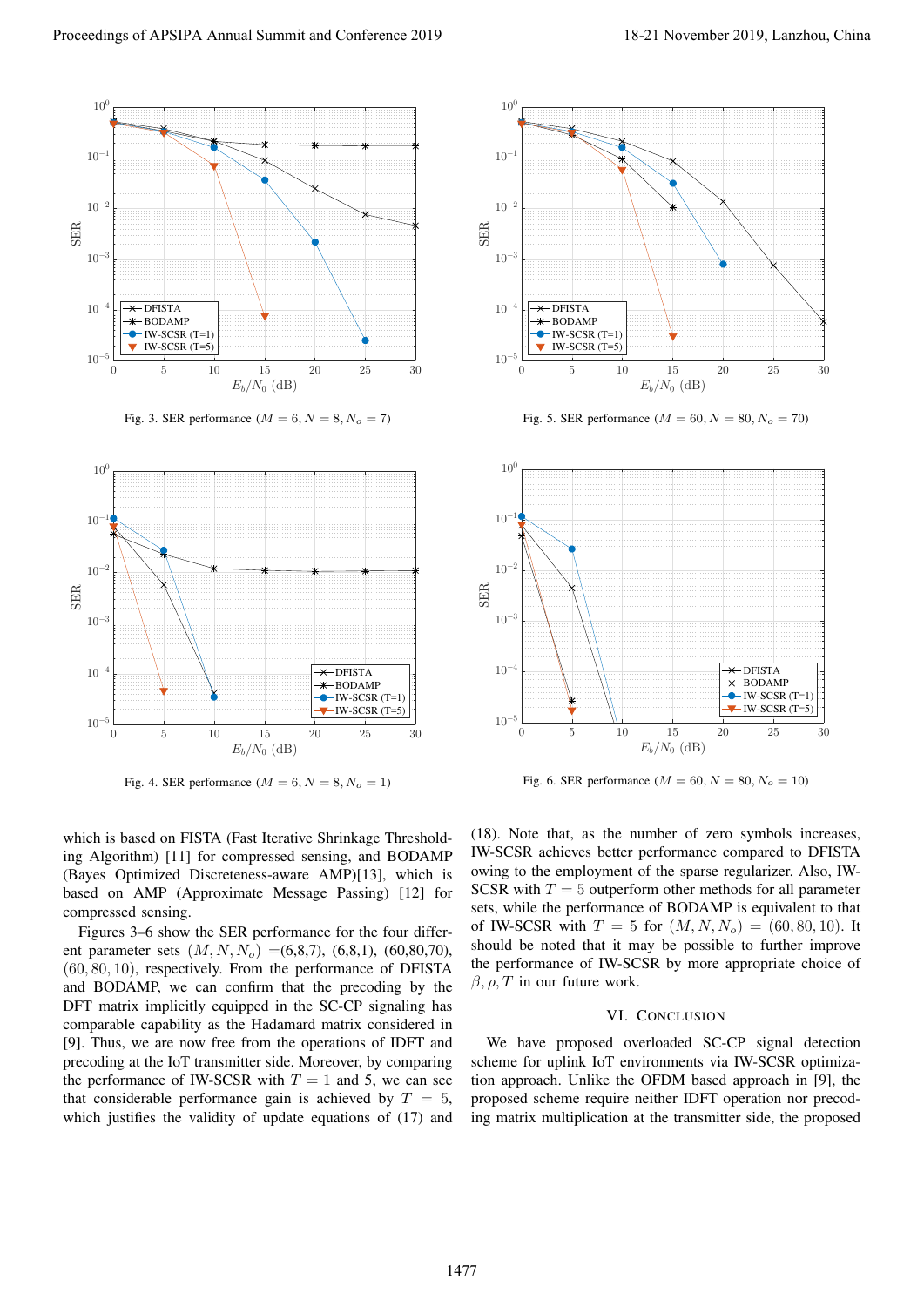Fig. 3. SER performance ($M = 6, N = 8, N_o = 7$)

Fig. 5. SER performance ($M = 60, N = 80, N_o = 70$)

Fig. 4. SER performance ($M = 6, N = 8, N_o = 1$)

Fig. 6. SER performance ($M = 60, N = 80, N_o = 10$)

which is based on FISTA (Fast Iterative Shrinkage Thresholding Algorithm) [11] for compressed sensing, and BODAMP (Bayes Optimized Discreteness-aware AMP)[13], which is based on AMP (Approximate Message Passing) [12] for compressed sensing.

Figures 3–6 show the SER performance for the four different parameter sets $(M, N, N_o)$ =(6,8,7), (6,8,1), (60,80,70), $(60, 80, 10)$, respectively. From the performance of DFISTA and BODAMP, we can confirm that the precoding by the DFT matrix implicitly equipped in the SC-CP signaling has comparable capability as the Hadamard matrix considered in [9]. Thus, we are now free from the operations of IDFT and precoding at the IoT transmitter side. Moreover, by comparing the performance of IW-SCSR with $T = 1$ and 5, we can see that considerable performance gain is achieved by $T = 5$, which justifies the validity of update equations of (17) and (18). Note that, as the number of zero symbols increases, IW-SCSR achieves better performance compared to DFISTA owing to the employment of the sparse regularizer. Also, IW-SCSR with $T = 5$ outperform other methods for all parameter sets, while the performance of BODAMP is equivalent to that of IW-SCSR with $T = 5$ for $(M, N, N_o) = (60, 80, 10)$. It should be noted that it may be possible to further improve the performance of IW-SCSR by more appropriate choice of $\beta, \rho, T$ in our future work.

## VI. Conclusion

We have proposed overloaded SC-CP signal detection scheme for uplink IoT environments via IW-SCSR optimization approach. Unlike the OFDM based approach in [9], the proposed scheme require neither IDFT operation nor precoding matrix multiplication at the transmitter side, the proposed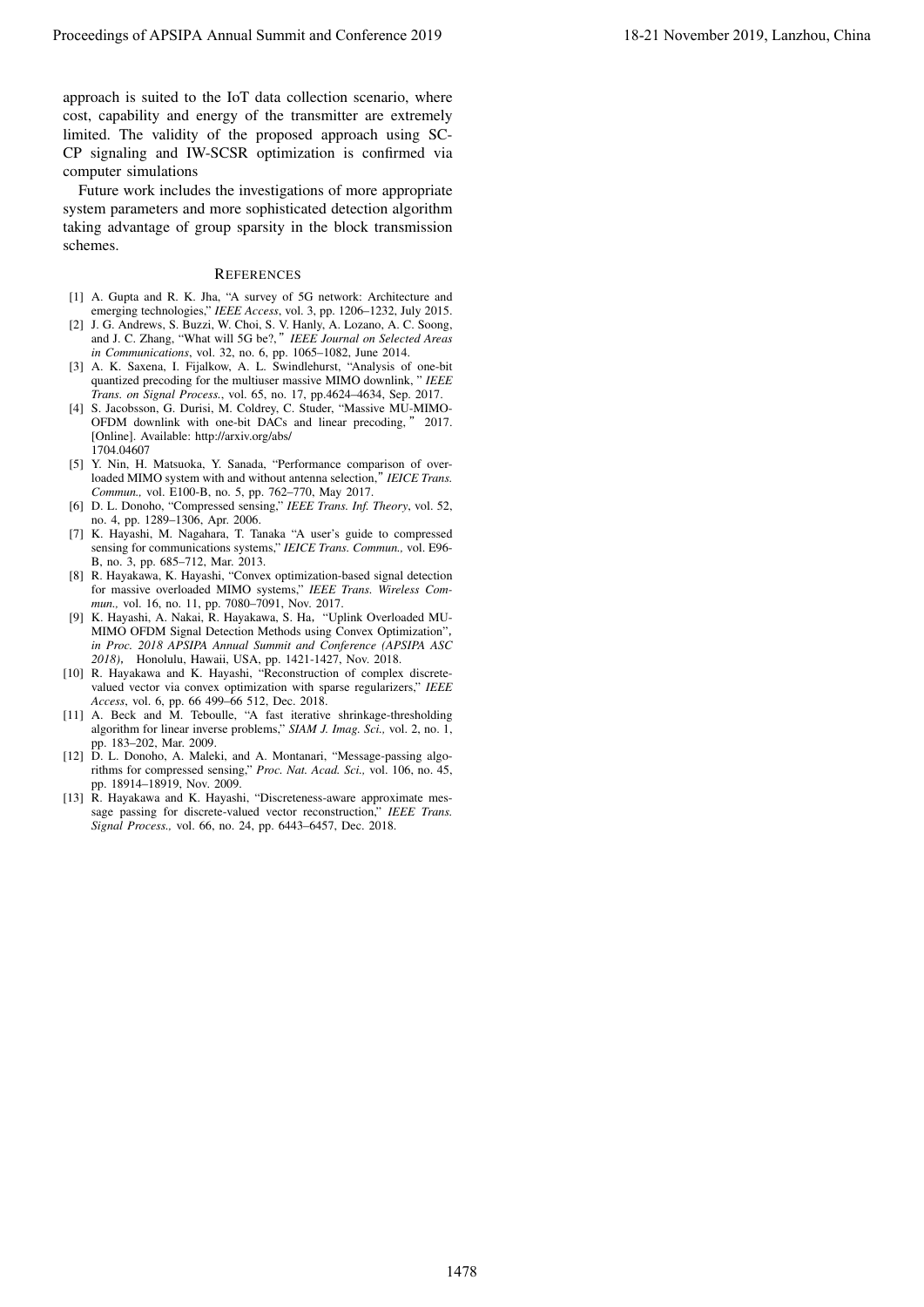approach is suited to the IoT data collection scenario, where cost, capability and energy of the transmitter are extremely limited. The validity of the proposed approach using SC-CP signaling and IW-SCSR optimization is confirmed via computer simulations

Future work includes the investigations of more appropriate system parameters and more sophisticated detection algorithm taking advantage of group sparsity in the block transmission schemes.

## REFERENCES

[1] A. Gupta and R. K. Jha, "A survey of 5G network: Architecture and emerging technologies," *IEEE Access*, vol. 3, pp. 1206–1232, July 2015.

[2] J. G. Andrews, S. Buzzi, W. Choi, S. V. Hanly, A. Lozano, A. C. Soong, and J. C. Zhang, "What will 5G be?," *IEEE Journal on Selected Areas in Communications*, vol. 32, no. 6, pp. 1065–1082, June 2014.

[3] A. K. Saxena, I. Fijalkow, A. L. Swindlehurst, "Analysis of one-bit quantized precoding for the multiuser massive MIMO downlink, " *IEEE Trans. on Signal Process.*, vol. 65, no. 17, pp.4624–4634, Sep. 2017.

[4] S. Jacobsson, G. Durisi, M. Coldrey, C. Studer, "Massive MU-MIMO-OFDM downlink with one-bit DACs and linear precoding," 2017. [Online]. Available: http://arxiv.org/abs/1704.04607

[5] Y. Nin, H. Matsuoka, Y. Sanada, "Performance comparison of overloaded MIMO system with and without antenna selection," *IEICE Trans. Commun.,* vol. E100-B, no. 5, pp. 762–770, May 2017.

[6] D. L. Donoho, "Compressed sensing," *IEEE Trans. Inf. Theory*, vol. 52, no. 4, pp. 1289–1306, Apr. 2006.

[7] K. Hayashi, M. Nagahara, T. Tanaka "A user's guide to compressed sensing for communications systems," *IEICE Trans. Commun.,* vol. E96-B, no. 3, pp. 685–712, Mar. 2013.

[8] R. Hayakawa, K. Hayashi, "Convex optimization-based signal detection for massive overloaded MIMO systems," *IEEE Trans. Wireless Commun.,* vol. 16, no. 11, pp. 7080–7091, Nov. 2017.

[9] K. Hayashi, A. Nakai, R. Hayakawa, S. Ha, "Uplink Overloaded MU-MIMO OFDM Signal Detection Methods using Convex Optimization", *in Proc. 2018 APSIPA Annual Summit and Conference (APSIPA ASC 2018),* Honolulu, Hawaii, USA, pp. 1421-1427, Nov. 2018.

[10] R. Hayakawa and K. Hayashi, "Reconstruction of complex discrete-valued vector via convex optimization with sparse regularizers," *IEEE Access*, vol. 6, pp. 66 499–66 512, Dec. 2018.

[11] A. Beck and M. Teboulle, "A fast iterative shrinkage-thresholding algorithm for linear inverse problems," *SIAM J. Imag. Sci.,* vol. 2, no. 1, pp. 183–202, Mar. 2009.

[12] D. L. Donoho, A. Maleki, and A. Montanari, "Message-passing algorithms for compressed sensing," *Proc. Nat. Acad. Sci.,* vol. 106, no. 45, pp. 18914–18919, Nov. 2009.

[13] R. Hayakawa and K. Hayashi, "Discreteness-aware approximate message passing for discrete-valued vector reconstruction," *IEEE Trans. Signal Process.,* vol. 66, no. 24, pp. 6443–6457, Dec. 2018.